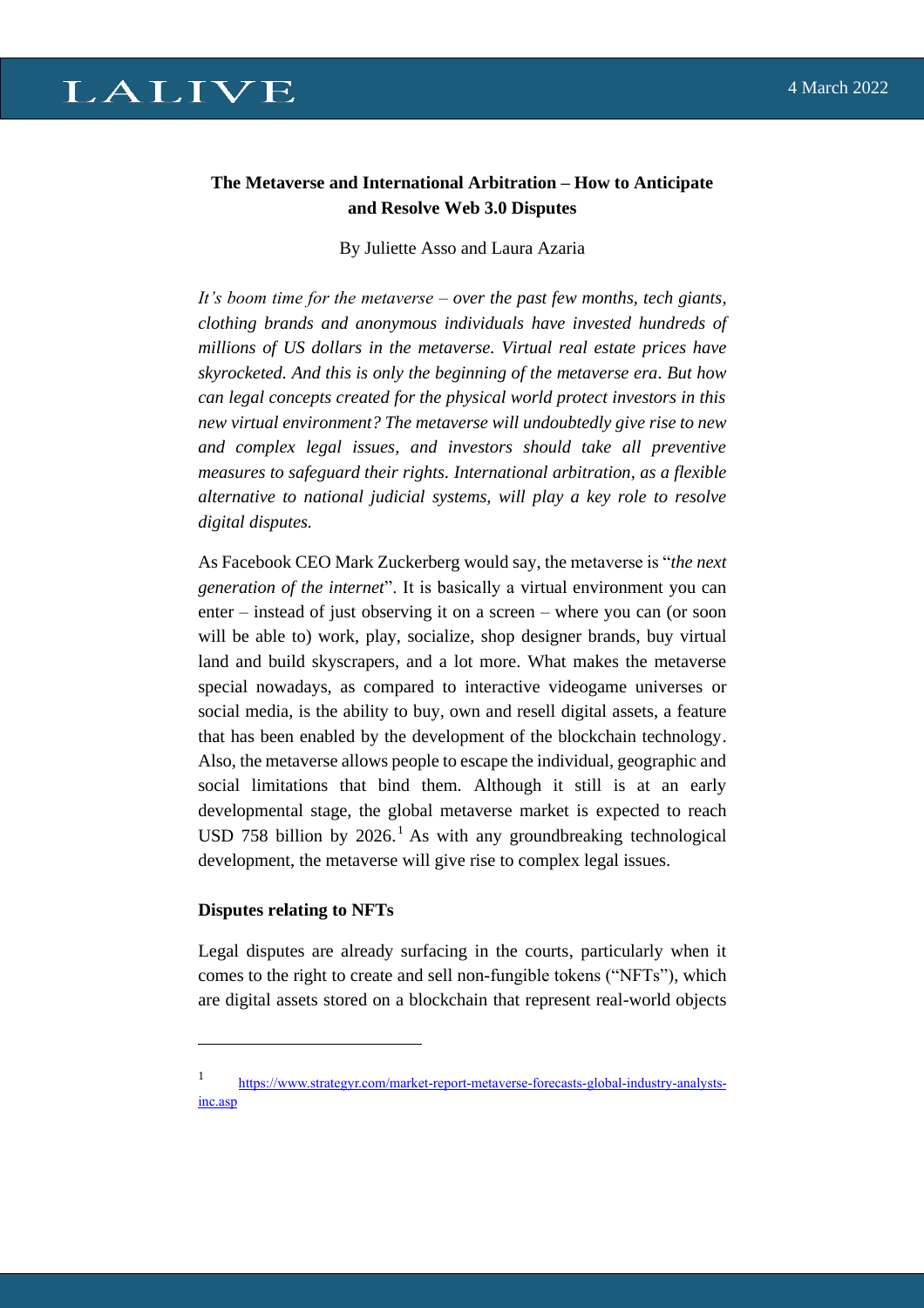# The Metaverse and International Arbitration – How to Anticipate and Resolve Web 3.0 Disputes

By Juliette Asso and Laura Azaria

*It's boom time for the metaverse – over the past few months, tech giants, clothing brands and anonymous individuals have invested hundreds of millions of US dollars in the metaverse. Virtual real estate prices have skyrocketed. And this is only the beginning of the metaverse era. But how can legal concepts created for the physical world protect investors in this new virtual environment? The metaverse will undoubtedly give rise to new and complex legal issues, and investors should take all preventive measures to safeguard their rights. International arbitration, as a flexible alternative to national judicial systems, will play a key role to resolve digital disputes.*

As Facebook CEO Mark Zuckerberg would say, the metaverse is "*the next generation of the internet*". It is basically a virtual environment you can enter – instead of just observing it on a screen – where you can (or soon will be able to) work, play, socialize, shop designer brands, buy virtual land and build skyscrapers, and a lot more. What makes the metaverse special nowadays, as compared to interactive videogame universes or social media, is the ability to buy, own and resell digital assets, a feature that has been enabled by the development of the blockchain technology. Also, the metaverse allows people to escape the individual, geographic and social limitations that bind them. Although it still is at an early developmental stage, the global metaverse market is expected to reach USD 758 billion by 2026.[1] As with any groundbreaking technological development, the metaverse will give rise to complex legal issues.

## Disputes relating to NFTs

Legal disputes are already surfacing in the courts, particularly when it comes to the right to create and sell non-fungible tokens ("NFTs"), which are digital assets stored on a blockchain that represent real-world objects

---

[1] https://www.strategyr.com/market-report-metaverse-forecasts-global-industry-analysts-inc.asp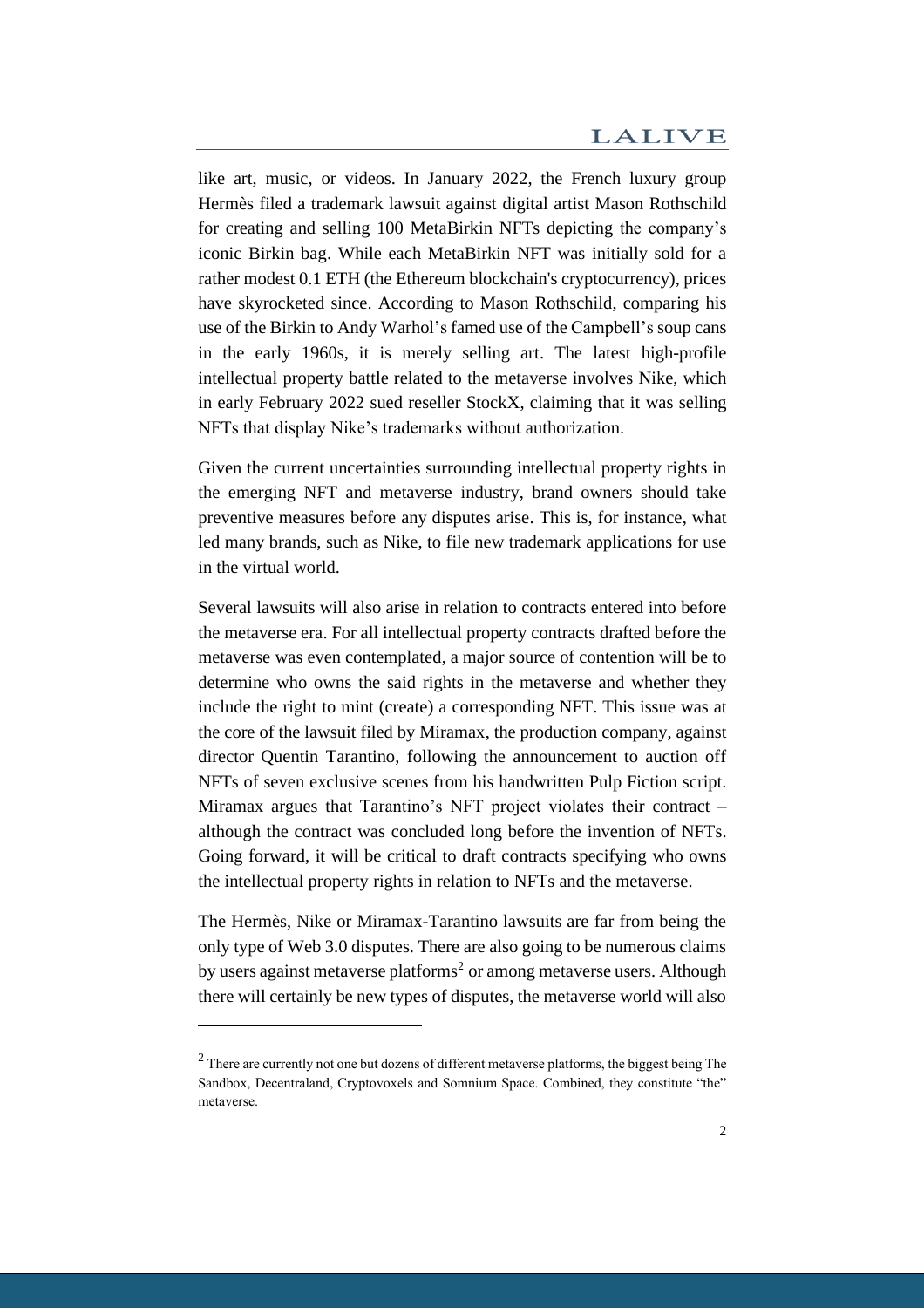like art, music, or videos. In January 2022, the French luxury group Hermès filed a trademark lawsuit against digital artist Mason Rothschild for creating and selling 100 MetaBirkin NFTs depicting the company's iconic Birkin bag. While each MetaBirkin NFT was initially sold for a rather modest 0.1 ETH (the Ethereum blockchain's cryptocurrency), prices have skyrocketed since. According to Mason Rothschild, comparing his use of the Birkin to Andy Warhol's famed use of the Campbell's soup cans in the early 1960s, it is merely selling art. The latest high-profile intellectual property battle related to the metaverse involves Nike, which in early February 2022 sued reseller StockX, claiming that it was selling NFTs that display Nike's trademarks without authorization.

Given the current uncertainties surrounding intellectual property rights in the emerging NFT and metaverse industry, brand owners should take preventive measures before any disputes arise. This is, for instance, what led many brands, such as Nike, to file new trademark applications for use in the virtual world.

Several lawsuits will also arise in relation to contracts entered into before the metaverse era. For all intellectual property contracts drafted before the metaverse was even contemplated, a major source of contention will be to determine who owns the said rights in the metaverse and whether they include the right to mint (create) a corresponding NFT. This issue was at the core of the lawsuit filed by Miramax, the production company, against director Quentin Tarantino, following the announcement to auction off NFTs of seven exclusive scenes from his handwritten Pulp Fiction script. Miramax argues that Tarantino's NFT project violates their contract – although the contract was concluded long before the invention of NFTs. Going forward, it will be critical to draft contracts specifying who owns the intellectual property rights in relation to NFTs and the metaverse.

The Hermès, Nike or Miramax-Tarantino lawsuits are far from being the only type of Web 3.0 disputes. There are also going to be numerous claims by users against metaverse platforms[2] or among metaverse users. Although there will certainly be new types of disputes, the metaverse world will also

[2] There are currently not one but dozens of different metaverse platforms, the biggest being The Sandbox, Decentraland, Cryptovoxels and Somnium Space. Combined, they constitute "the" metaverse.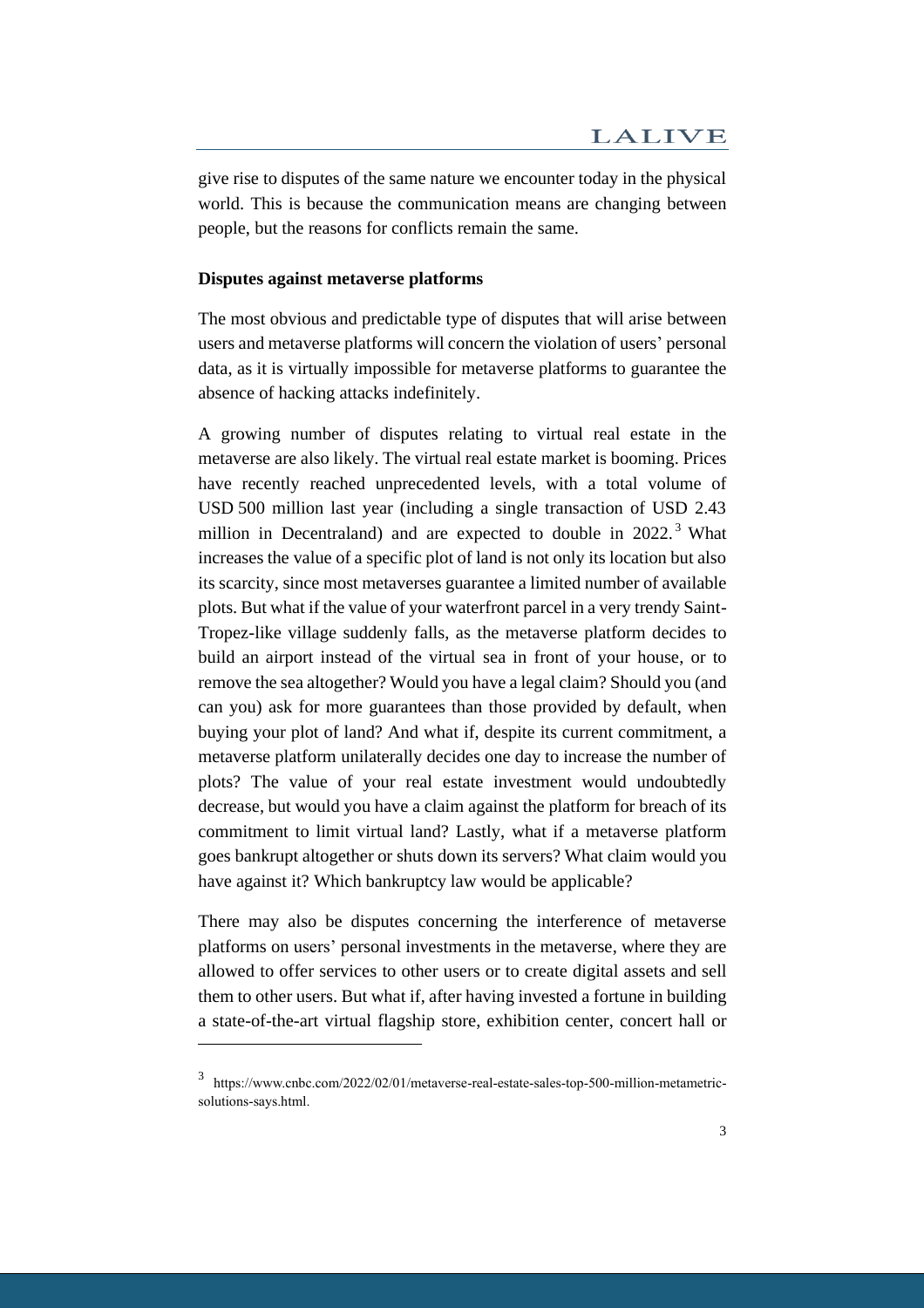give rise to disputes of the same nature we encounter today in the physical world. This is because the communication means are changing between people, but the reasons for conflicts remain the same.

**Disputes against metaverse platforms**

The most obvious and predictable type of disputes that will arise between users and metaverse platforms will concern the violation of users' personal data, as it is virtually impossible for metaverse platforms to guarantee the absence of hacking attacks indefinitely.

A growing number of disputes relating to virtual real estate in the metaverse are also likely. The virtual real estate market is booming. Prices have recently reached unprecedented levels, with a total volume of USD 500 million last year (including a single transaction of USD 2.43 million in Decentraland) and are expected to double in 2022.[3] What increases the value of a specific plot of land is not only its location but also its scarcity, since most metaverses guarantee a limited number of available plots. But what if the value of your waterfront parcel in a very trendy Saint-Tropez-like village suddenly falls, as the metaverse platform decides to build an airport instead of the virtual sea in front of your house, or to remove the sea altogether? Would you have a legal claim? Should you (and can you) ask for more guarantees than those provided by default, when buying your plot of land? And what if, despite its current commitment, a metaverse platform unilaterally decides one day to increase the number of plots? The value of your real estate investment would undoubtedly decrease, but would you have a claim against the platform for breach of its commitment to limit virtual land? Lastly, what if a metaverse platform goes bankrupt altogether or shuts down its servers? What claim would you have against it? Which bankruptcy law would be applicable?

There may also be disputes concerning the interference of metaverse platforms on users' personal investments in the metaverse, where they are allowed to offer services to other users or to create digital assets and sell them to other users. But what if, after having invested a fortune in building a state-of-the-art virtual flagship store, exhibition center, concert hall or

---

[3] https://www.cnbc.com/2022/02/01/metaverse-real-estate-sales-top-500-million-metametric-solutions-says.html.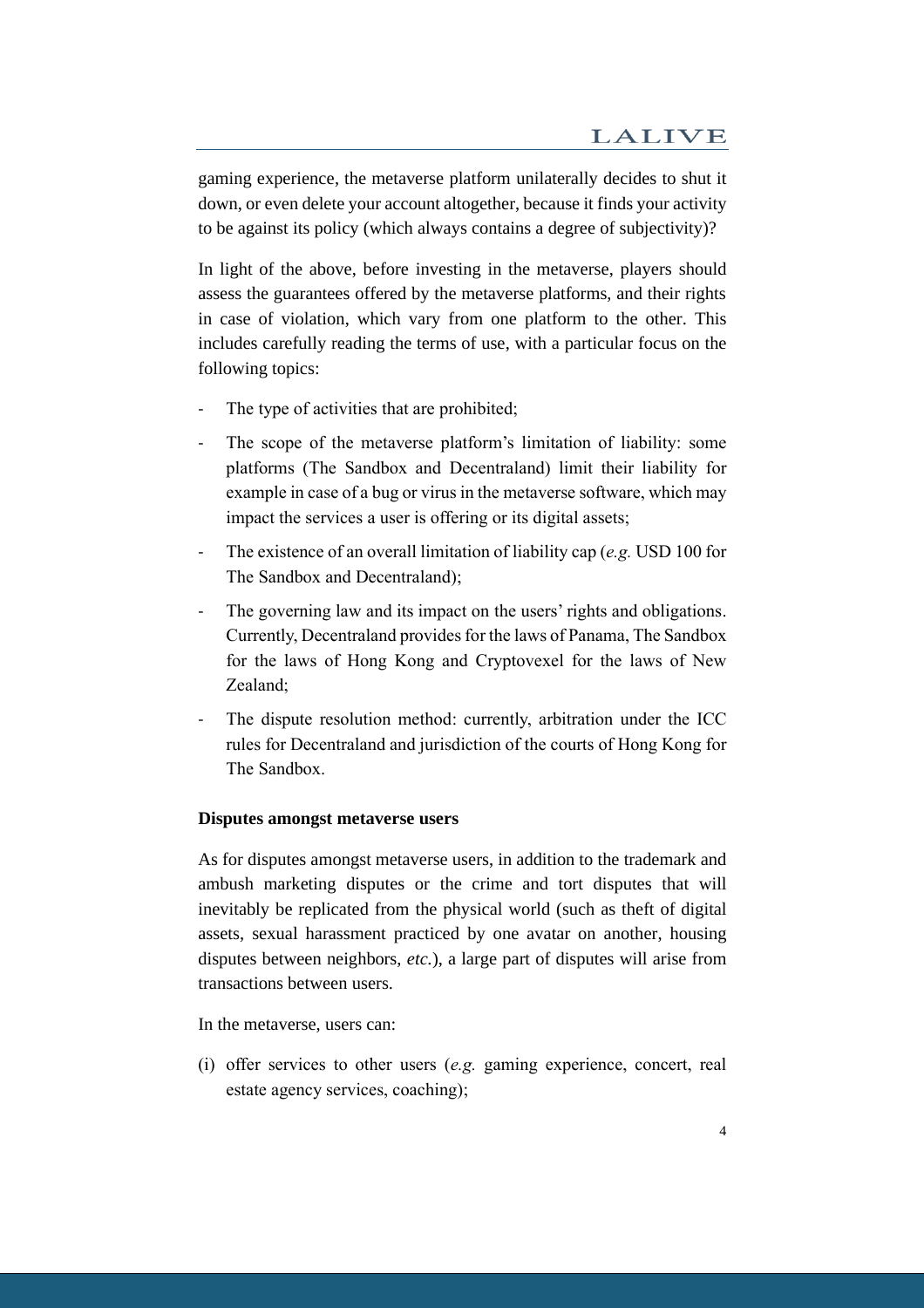gaming experience, the metaverse platform unilaterally decides to shut it down, or even delete your account altogether, because it finds your activity to be against its policy (which always contains a degree of subjectivity)?

In light of the above, before investing in the metaverse, players should assess the guarantees offered by the metaverse platforms, and their rights in case of violation, which vary from one platform to the other. This includes carefully reading the terms of use, with a particular focus on the following topics:

- The type of activities that are prohibited;
- The scope of the metaverse platform's limitation of liability: some platforms (The Sandbox and Decentraland) limit their liability for example in case of a bug or virus in the metaverse software, which may impact the services a user is offering or its digital assets;
- The existence of an overall limitation of liability cap (*e.g.* USD 100 for The Sandbox and Decentraland);
- The governing law and its impact on the users' rights and obligations. Currently, Decentraland provides for the laws of Panama, The Sandbox for the laws of Hong Kong and Cryptovexel for the laws of New Zealand;
- The dispute resolution method: currently, arbitration under the ICC rules for Decentraland and jurisdiction of the courts of Hong Kong for The Sandbox.

**Disputes amongst metaverse users**

As for disputes amongst metaverse users, in addition to the trademark and ambush marketing disputes or the crime and tort disputes that will inevitably be replicated from the physical world (such as theft of digital assets, sexual harassment practiced by one avatar on another, housing disputes between neighbors, *etc.*), a large part of disputes will arise from transactions between users.

In the metaverse, users can:

(i) offer services to other users (*e.g.* gaming experience, concert, real estate agency services, coaching);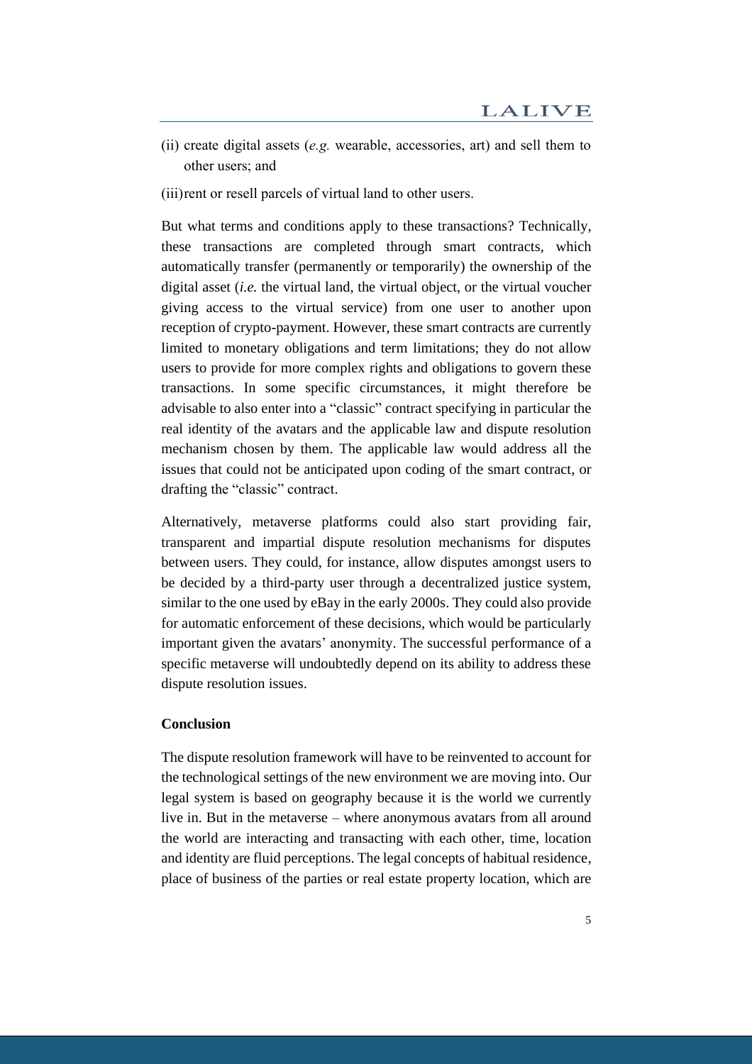(ii) create digital assets (*e.g.* wearable, accessories, art) and sell them to other users; and

(iii) rent or resell parcels of virtual land to other users.

But what terms and conditions apply to these transactions? Technically, these transactions are completed through smart contracts, which automatically transfer (permanently or temporarily) the ownership of the digital asset (*i.e.* the virtual land, the virtual object, or the virtual voucher giving access to the virtual service) from one user to another upon reception of crypto-payment. However, these smart contracts are currently limited to monetary obligations and term limitations; they do not allow users to provide for more complex rights and obligations to govern these transactions. In some specific circumstances, it might therefore be advisable to also enter into a "classic" contract specifying in particular the real identity of the avatars and the applicable law and dispute resolution mechanism chosen by them. The applicable law would address all the issues that could not be anticipated upon coding of the smart contract, or drafting the "classic" contract.

Alternatively, metaverse platforms could also start providing fair, transparent and impartial dispute resolution mechanisms for disputes between users. They could, for instance, allow disputes amongst users to be decided by a third-party user through a decentralized justice system, similar to the one used by eBay in the early 2000s. They could also provide for automatic enforcement of these decisions, which would be particularly important given the avatars' anonymity. The successful performance of a specific metaverse will undoubtedly depend on its ability to address these dispute resolution issues.

**Conclusion**

The dispute resolution framework will have to be reinvented to account for the technological settings of the new environment we are moving into. Our legal system is based on geography because it is the world we currently live in. But in the metaverse – where anonymous avatars from all around the world are interacting and transacting with each other, time, location and identity are fluid perceptions. The legal concepts of habitual residence, place of business of the parties or real estate property location, which are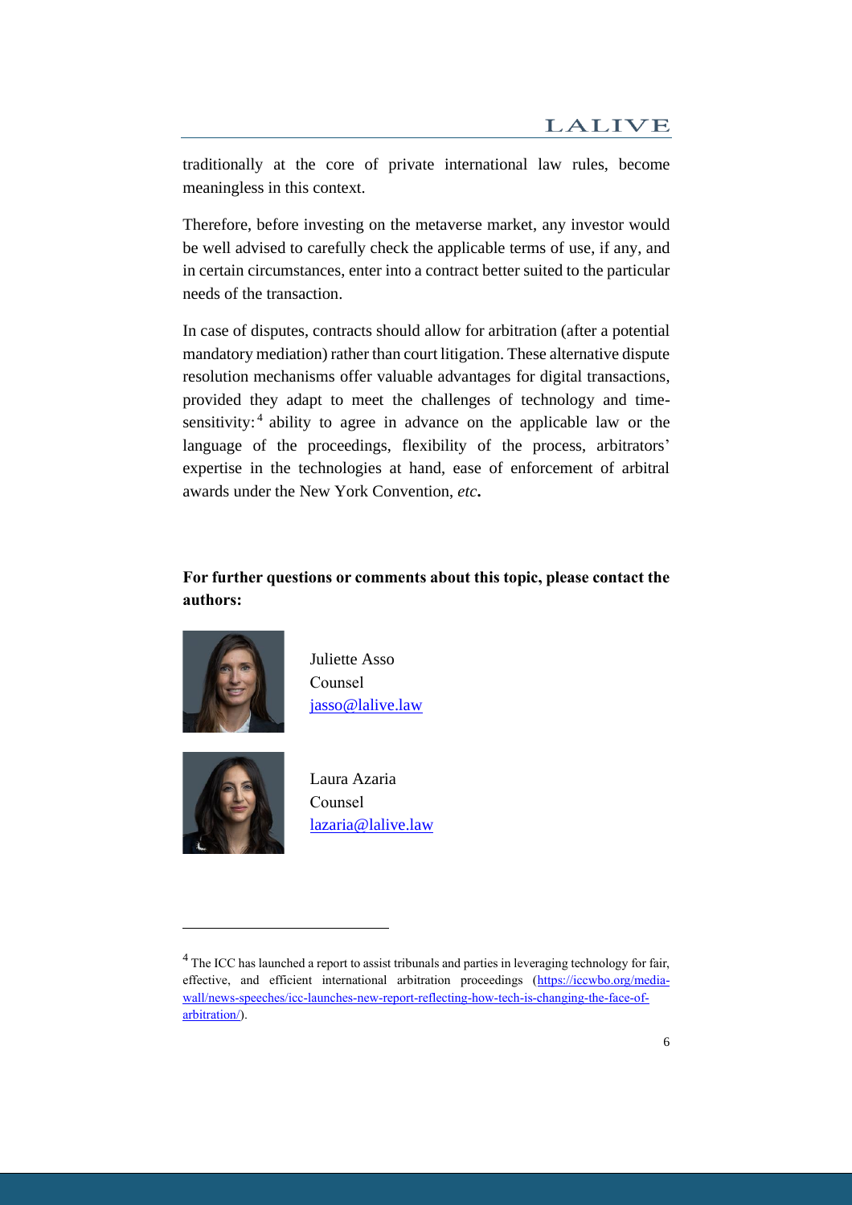traditionally at the core of private international law rules, become meaningless in this context.

Therefore, before investing on the metaverse market, any investor would be well advised to carefully check the applicable terms of use, if any, and in certain circumstances, enter into a contract better suited to the particular needs of the transaction.

In case of disputes, contracts should allow for arbitration (after a potential mandatory mediation) rather than court litigation. These alternative dispute resolution mechanisms offer valuable advantages for digital transactions, provided they adapt to meet the challenges of technology and time-sensitivity:[4] ability to agree in advance on the applicable law or the language of the proceedings, flexibility of the process, arbitrators' expertise in the technologies at hand, ease of enforcement of arbitral awards under the New York Convention, *etc*.

**For further questions or comments about this topic, please contact the authors:**

Juliette Asso
Counsel
[jasso@lalive.law](mailto:jasso@lalive.law)

Laura Azaria
Counsel
[lazaria@lalive.law](mailto:lazaria@lalive.law)

---

[4] The ICC has launched a report to assist tribunals and parties in leveraging technology for fair, effective, and efficient international arbitration proceedings ([https://iccwbo.org/media-wall/news-speeches/icc-launches-new-report-reflecting-how-tech-is-changing-the-face-of-arbitration/](https://iccwbo.org/media-wall/news-speeches/icc-launches-new-report-reflecting-how-tech-is-changing-the-face-of-arbitration/)).